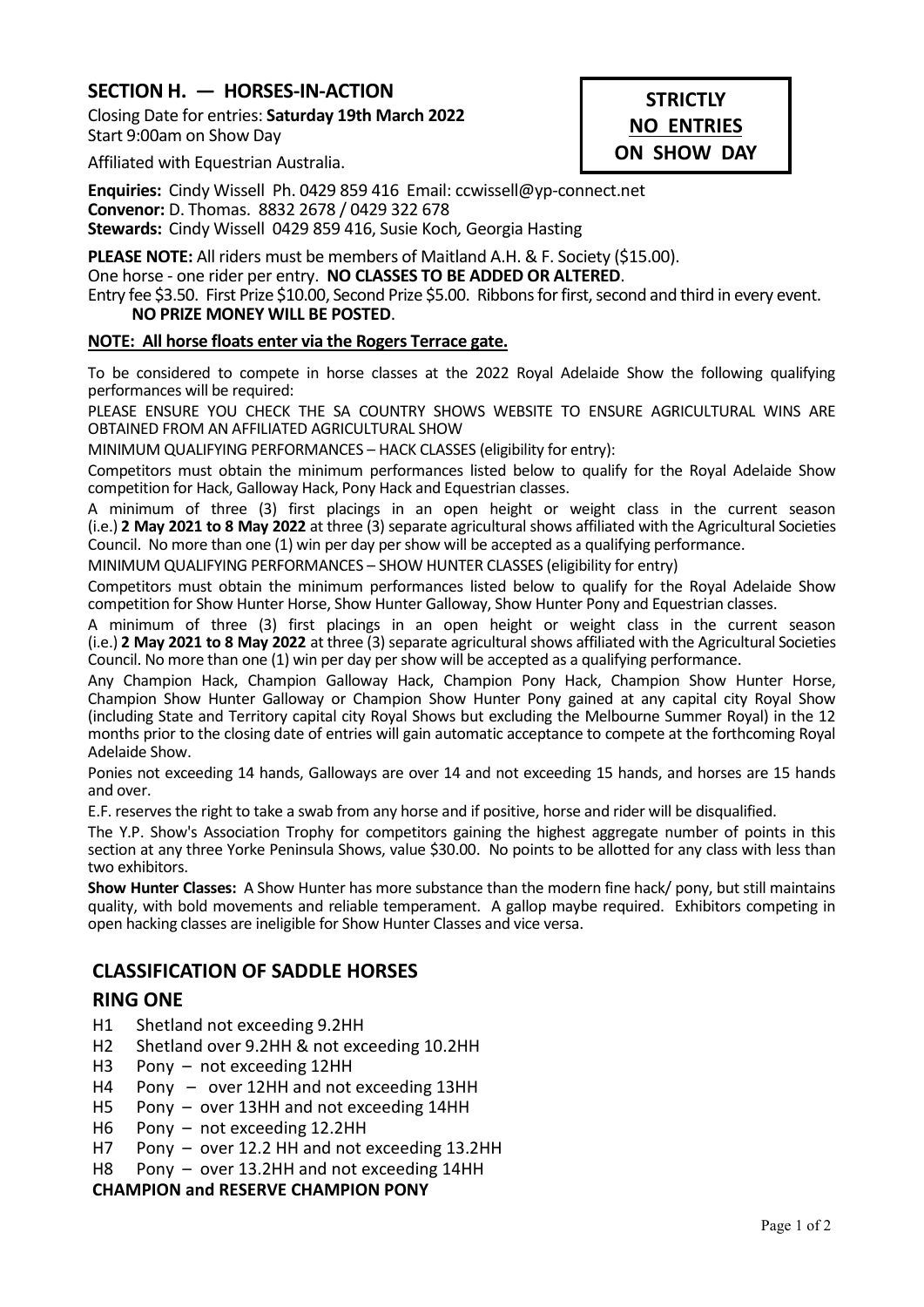## SECTION H. — HORSES-IN-ACTION

**STRICTLY**
**NO ENTRIES**
**ON SHOW DAY**

Closing Date for entries: **Saturday 19th March 2022**
Start 9:00am on Show Day

Affiliated with Equestrian Australia.

**Enquiries:** Cindy Wissell Ph. 0429 859 416 Email: ccwissell@yp-connect.net
**Convenor:** D. Thomas. 8832 2678 / 0429 322 678
**Stewards:** Cindy Wissell 0429 859 416, Susie Koch, Georgia Hasting

**PLEASE NOTE:** All riders must be members of Maitland A.H. & F. Society ($15.00).
One horse - one rider per entry. **NO CLASSES TO BE ADDED OR ALTERED**.
Entry fee $3.50. First Prize $10.00, Second Prize $5.00. Ribbons for first, second and third in every event.
**NO PRIZE MONEY WILL BE POSTED**.

**NOTE: All horse floats enter via the Rogers Terrace gate.**

To be considered to compete in horse classes at the 2022 Royal Adelaide Show the following qualifying performances will be required:

PLEASE ENSURE YOU CHECK THE SA COUNTRY SHOWS WEBSITE TO ENSURE AGRICULTURAL WINS ARE OBTAINED FROM AN AFFILIATED AGRICULTURAL SHOW

MINIMUM QUALIFYING PERFORMANCES – HACK CLASSES (eligibility for entry):

Competitors must obtain the minimum performances listed below to qualify for the Royal Adelaide Show competition for Hack, Galloway Hack, Pony Hack and Equestrian classes.

A minimum of three (3) first placings in an open height or weight class in the current season (i.e.) **2 May 2021 to 8 May 2022** at three (3) separate agricultural shows affiliated with the Agricultural Societies Council. No more than one (1) win per day per show will be accepted as a qualifying performance.

MINIMUM QUALIFYING PERFORMANCES – SHOW HUNTER CLASSES (eligibility for entry)

Competitors must obtain the minimum performances listed below to qualify for the Royal Adelaide Show competition for Show Hunter Horse, Show Hunter Galloway, Show Hunter Pony and Equestrian classes.

A minimum of three (3) first placings in an open height or weight class in the current season (i.e.) **2 May 2021 to 8 May 2022** at three (3) separate agricultural shows affiliated with the Agricultural Societies Council. No more than one (1) win per day per show will be accepted as a qualifying performance.

Any Champion Hack, Champion Galloway Hack, Champion Pony Hack, Champion Show Hunter Horse, Champion Show Hunter Galloway or Champion Show Hunter Pony gained at any capital city Royal Show (including State and Territory capital city Royal Shows but excluding the Melbourne Summer Royal) in the 12 months prior to the closing date of entries will gain automatic acceptance to compete at the forthcoming Royal Adelaide Show.

Ponies not exceeding 14 hands, Galloways are over 14 and not exceeding 15 hands, and horses are 15 hands and over.

E.F. reserves the right to take a swab from any horse and if positive, horse and rider will be disqualified.

The Y.P. Show's Association Trophy for competitors gaining the highest aggregate number of points in this section at any three Yorke Peninsula Shows, value $30.00. No points to be allotted for any class with less than two exhibitors.

**Show Hunter Classes:** A Show Hunter has more substance than the modern fine hack/ pony, but still maintains quality, with bold movements and reliable temperament. A gallop maybe required. Exhibitors competing in open hacking classes are ineligible for Show Hunter Classes and vice versa.

## CLASSIFICATION OF SADDLE HORSES

### RING ONE

- H1 Shetland not exceeding 9.2HH
- H2 Shetland over 9.2HH & not exceeding 10.2HH
- H3 Pony – not exceeding 12HH
- H4 Pony – over 12HH and not exceeding 13HH
- H5 Pony – over 13HH and not exceeding 14HH
- H6 Pony – not exceeding 12.2HH
- H7 Pony – over 12.2 HH and not exceeding 13.2HH
- H8 Pony – over 13.2HH and not exceeding 14HH

**CHAMPION and RESERVE CHAMPION PONY**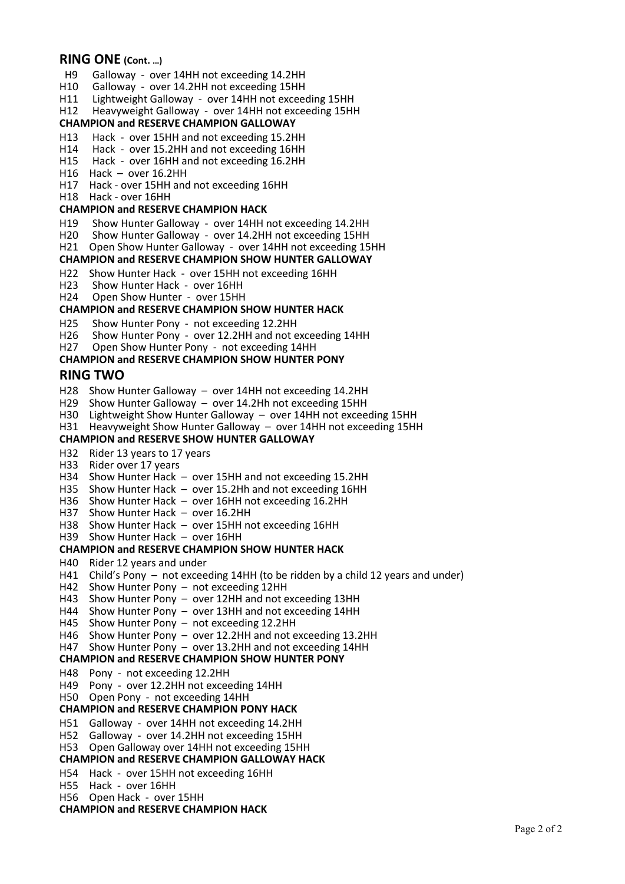## RING ONE (Cont. …)

H9 Galloway - over 14HH not exceeding 14.2HH
H10 Galloway - over 14.2HH not exceeding 15HH
H11 Lightweight Galloway - over 14HH not exceeding 15HH
H12 Heavyweight Galloway - over 14HH not exceeding 15HH

**CHAMPION and RESERVE CHAMPION GALLOWAY**

H13 Hack - over 15HH and not exceeding 15.2HH
H14 Hack - over 15.2HH and not exceeding 16HH
H15 Hack - over 16HH and not exceeding 16.2HH
H16 Hack – over 16.2HH
H17 Hack - over 15HH and not exceeding 16HH
H18 Hack - over 16HH

**CHAMPION and RESERVE CHAMPION HACK**

H19 Show Hunter Galloway - over 14HH not exceeding 14.2HH
H20 Show Hunter Galloway - over 14.2HH not exceeding 15HH
H21 Open Show Hunter Galloway - over 14HH not exceeding 15HH

**CHAMPION and RESERVE CHAMPION SHOW HUNTER GALLOWAY**

H22 Show Hunter Hack - over 15HH not exceeding 16HH
H23 Show Hunter Hack - over 16HH
H24 Open Show Hunter - over 15HH

**CHAMPION and RESERVE CHAMPION SHOW HUNTER HACK**

H25 Show Hunter Pony - not exceeding 12.2HH
H26 Show Hunter Pony - over 12.2HH and not exceeding 14HH
H27 Open Show Hunter Pony - not exceeding 14HH

**CHAMPION and RESERVE CHAMPION SHOW HUNTER PONY**

## RING TWO

H28 Show Hunter Galloway – over 14HH not exceeding 14.2HH
H29 Show Hunter Galloway – over 14.2Hh not exceeding 15HH
H30 Lightweight Show Hunter Galloway – over 14HH not exceeding 15HH
H31 Heavyweight Show Hunter Galloway – over 14HH not exceeding 15HH

**CHAMPION and RESERVE SHOW HUNTER GALLOWAY**

H32 Rider 13 years to 17 years
H33 Rider over 17 years
H34 Show Hunter Hack – over 15HH and not exceeding 15.2HH
H35 Show Hunter Hack – over 15.2Hh and not exceeding 16HH
H36 Show Hunter Hack – over 16HH not exceeding 16.2HH
H37 Show Hunter Hack – over 16.2HH
H38 Show Hunter Hack – over 15HH not exceeding 16HH
H39 Show Hunter Hack – over 16HH

**CHAMPION and RESERVE CHAMPION SHOW HUNTER HACK**

H40 Rider 12 years and under
H41 Child's Pony – not exceeding 14HH (to be ridden by a child 12 years and under)
H42 Show Hunter Pony – not exceeding 12HH
H43 Show Hunter Pony – over 12HH and not exceeding 13HH
H44 Show Hunter Pony – over 13HH and not exceeding 14HH
H45 Show Hunter Pony – not exceeding 12.2HH
H46 Show Hunter Pony – over 12.2HH and not exceeding 13.2HH
H47 Show Hunter Pony – over 13.2HH and not exceeding 14HH

**CHAMPION and RESERVE CHAMPION SHOW HUNTER PONY**

H48 Pony - not exceeding 12.2HH
H49 Pony - over 12.2HH not exceeding 14HH
H50 Open Pony - not exceeding 14HH

**CHAMPION and RESERVE CHAMPION PONY HACK**

H51 Galloway - over 14HH not exceeding 14.2HH
H52 Galloway - over 14.2HH not exceeding 15HH
H53 Open Galloway over 14HH not exceeding 15HH

**CHAMPION and RESERVE CHAMPION GALLOWAY HACK**

H54 Hack - over 15HH not exceeding 16HH
H55 Hack - over 16HH
H56 Open Hack - over 15HH

**CHAMPION and RESERVE CHAMPION HACK**